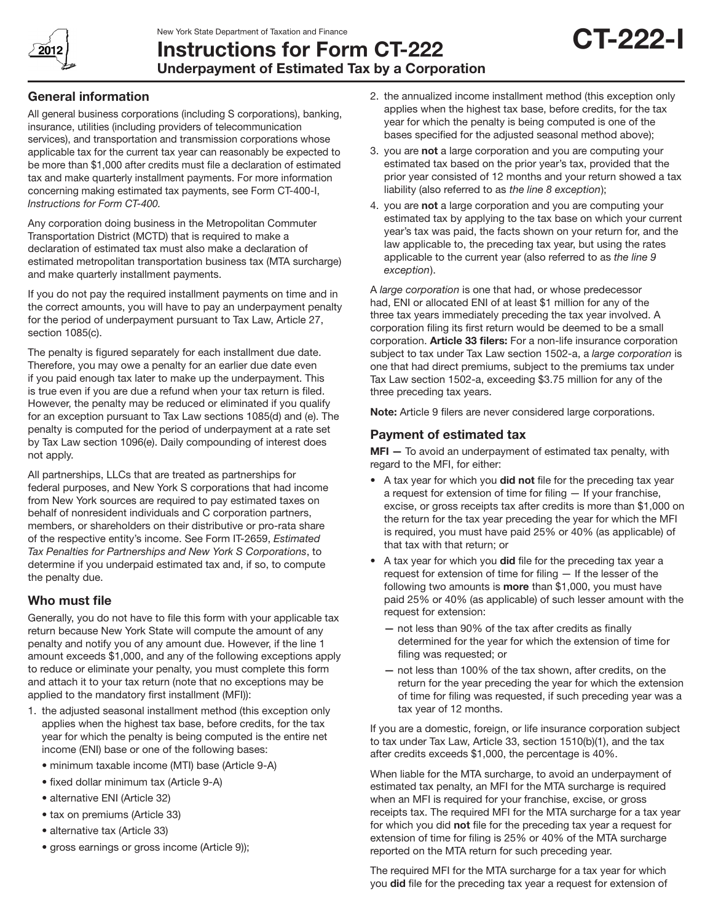New York State Department of Taxation and Finance

# Instructions for Form CT-222
## Underpayment of Estimated Tax by a Corporation

**CT-222-I**

2012

### General information

All general business corporations (including S corporations), banking, insurance, utilities (including providers of telecommunication services), and transportation and transmission corporations whose applicable tax for the current tax year can reasonably be expected to be more than $1,000 after credits must file a declaration of estimated tax and make quarterly installment payments. For more information concerning making estimated tax payments, see Form CT-400-I, *Instructions for Form CT-400.*

Any corporation doing business in the Metropolitan Commuter Transportation District (MCTD) that is required to make a declaration of estimated tax must also make a declaration of estimated metropolitan transportation business tax (MTA surcharge) and make quarterly installment payments.

If you do not pay the required installment payments on time and in the correct amounts, you will have to pay an underpayment penalty for the period of underpayment pursuant to Tax Law, Article 27, section 1085(c).

The penalty is figured separately for each installment due date. Therefore, you may owe a penalty for an earlier due date even if you paid enough tax later to make up the underpayment. This is true even if you are due a refund when your tax return is filed. However, the penalty may be reduced or eliminated if you qualify for an exception pursuant to Tax Law sections 1085(d) and (e). The penalty is computed for the period of underpayment at a rate set by Tax Law section 1096(e). Daily compounding of interest does not apply.

All partnerships, LLCs that are treated as partnerships for federal purposes, and New York S corporations that had income from New York sources are required to pay estimated taxes on behalf of nonresident individuals and C corporation partners, members, or shareholders on their distributive or pro-rata share of the respective entity's income. See Form IT-2659, *Estimated Tax Penalties for Partnerships and New York S Corporations*, to determine if you underpaid estimated tax and, if so, to compute the penalty due.

### Who must file

Generally, you do not have to file this form with your applicable tax return because New York State will compute the amount of any penalty and notify you of any amount due. However, if the line 1 amount exceeds $1,000, and any of the following exceptions apply to reduce or eliminate your penalty, you must complete this form and attach it to your tax return (note that no exceptions may be applied to the mandatory first installment (MFI)):

1. the adjusted seasonal installment method (this exception only applies when the highest tax base, before credits, for the tax year for which the penalty is being computed is the entire net income (ENI) base or one of the following bases:
   - minimum taxable income (MTI) base (Article 9-A)
   - fixed dollar minimum tax (Article 9-A)
   - alternative ENI (Article 32)
   - tax on premiums (Article 33)
   - alternative tax (Article 33)
   - gross earnings or gross income (Article 9));
2. the annualized income installment method (this exception only applies when the highest tax base, before credits, for the tax year for which the penalty is being computed is one of the bases specified for the adjusted seasonal method above);
3. you are **not** a large corporation and you are computing your estimated tax based on the prior year's tax, provided that the prior year consisted of 12 months and your return showed a tax liability (also referred to as *the line 8 exception*);
4. you are **not** a large corporation and you are computing your estimated tax by applying to the tax base on which your current year's tax was paid, the facts shown on your return for, and the law applicable to, the preceding tax year, but using the rates applicable to the current year (also referred to as *the line 9 exception*).

A *large corporation* is one that had, or whose predecessor had, ENI or allocated ENI of at least $1 million for any of the three tax years immediately preceding the tax year involved. A corporation filing its first return would be deemed to be a small corporation. **Article 33 filers:** For a non-life insurance corporation subject to tax under Tax Law section 1502-a, a *large corporation* is one that had direct premiums, subject to the premiums tax under Tax Law section 1502-a, exceeding $3.75 million for any of the three preceding tax years.

**Note:** Article 9 filers are never considered large corporations.

### Payment of estimated tax

**MFI —** To avoid an underpayment of estimated tax penalty, with regard to the MFI, for either:

- A tax year for which you **did not** file for the preceding tax year a request for extension of time for filing — If your franchise, excise, or gross receipts tax after credits is more than $1,000 on the return for the tax year preceding the year for which the MFI is required, you must have paid 25% or 40% (as applicable) of that tax with that return; or
- A tax year for which you **did** file for the preceding tax year a request for extension of time for filing — If the lesser of the following two amounts is **more** than $1,000, you must have paid 25% or 40% (as applicable) of such lesser amount with the request for extension:
  - — not less than 90% of the tax after credits as finally determined for the year for which the extension of time for filing was requested; or
  - — not less than 100% of the tax shown, after credits, on the return for the year preceding the year for which the extension of time for filing was requested, if such preceding year was a tax year of 12 months.

If you are a domestic, foreign, or life insurance corporation subject to tax under Tax Law, Article 33, section 1510(b)(1), and the tax after credits exceeds $1,000, the percentage is 40%.

When liable for the MTA surcharge, to avoid an underpayment of estimated tax penalty, an MFI for the MTA surcharge is required when an MFI is required for your franchise, excise, or gross receipts tax. The required MFI for the MTA surcharge for a tax year for which you did **not** file for the preceding tax year a request for extension of time for filing is 25% or 40% of the MTA surcharge reported on the MTA return for such preceding year.

The required MFI for the MTA surcharge for a tax year for which you **did** file for the preceding tax year a request for extension of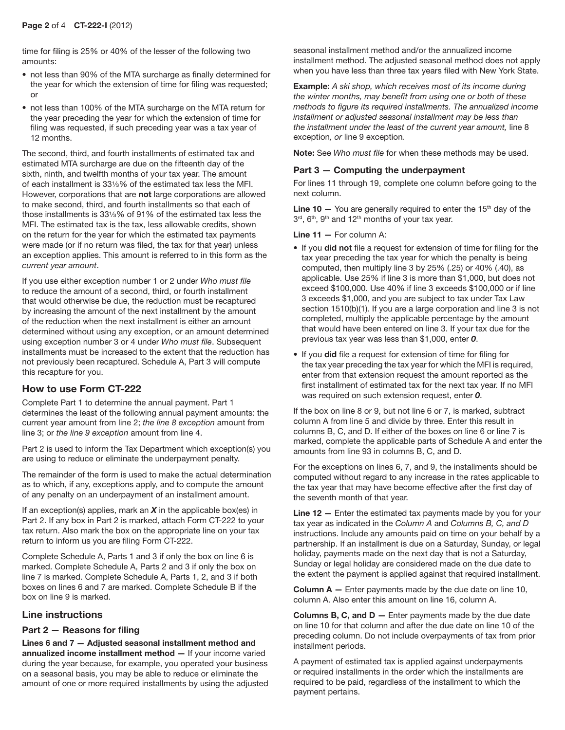time for filing is 25% or 40% of the lesser of the following two amounts:

- not less than 90% of the MTA surcharge as finally determined for the year for which the extension of time for filing was requested; or
- not less than 100% of the MTA surcharge on the MTA return for the year preceding the year for which the extension of time for filing was requested, if such preceding year was a tax year of 12 months.

The second, third, and fourth installments of estimated tax and estimated MTA surcharge are due on the fifteenth day of the sixth, ninth, and twelfth months of your tax year. The amount of each installment is 33⅓% of the estimated tax less the MFI. However, corporations that are **not** large corporations are allowed to make second, third, and fourth installments so that each of those installments is 33⅓% of 91% of the estimated tax less the MFI. The estimated tax is the tax, less allowable credits, shown on the return for the year for which the estimated tax payments were made (or if no return was filed, the tax for that year) unless an exception applies. This amount is referred to in this form as the *current year amount*.

If you use either exception number 1 or 2 under *Who must file* to reduce the amount of a second, third, or fourth installment that would otherwise be due, the reduction must be recaptured by increasing the amount of the next installment by the amount of the reduction when the next installment is either an amount determined without using any exception, or an amount determined using exception number 3 or 4 under *Who must file*. Subsequent installments must be increased to the extent that the reduction has not previously been recaptured. Schedule A, Part 3 will compute this recapture for you.

## How to use Form CT-222

Complete Part 1 to determine the annual payment. Part 1 determines the least of the following annual payment amounts: the current year amount from line 2; *the line 8 exception* amount from line 3; or *the line 9 exception* amount from line 4.

Part 2 is used to inform the Tax Department which exception(s) you are using to reduce or eliminate the underpayment penalty.

The remainder of the form is used to make the actual determination as to which, if any, exceptions apply, and to compute the amount of any penalty on an underpayment of an installment amount.

If an exception(s) applies, mark an ***X*** in the applicable box(es) in Part 2. If any box in Part 2 is marked, attach Form CT-222 to your tax return. Also mark the box on the appropriate line on your tax return to inform us you are filing Form CT-222.

Complete Schedule A, Parts 1 and 3 if only the box on line 6 is marked. Complete Schedule A, Parts 2 and 3 if only the box on line 7 is marked. Complete Schedule A, Parts 1, 2, and 3 if both boxes on lines 6 and 7 are marked. Complete Schedule B if the box on line 9 is marked.

## Line instructions

### Part 2 — Reasons for filing

**Lines 6 and 7 — Adjusted seasonal installment method and annualized income installment method —** If your income varied during the year because, for example, you operated your business on a seasonal basis, you may be able to reduce or eliminate the amount of one or more required installments by using the adjusted seasonal installment method and/or the annualized income installment method. The adjusted seasonal method does not apply when you have less than three tax years filed with New York State.

**Example:** *A ski shop, which receives most of its income during the winter months, may benefit from using one or both of these methods to figure its required installments. The annualized income installment or adjusted seasonal installment may be less than the installment under the least of the current year amount,* line 8 exception*, or* line 9 exception*.*

**Note:** See *Who must file* for when these methods may be used.

### Part 3 — Computing the underpayment

For lines 11 through 19, complete one column before going to the next column.

**Line 10 —** You are generally required to enter the 15th day of the 3rd, 6th, 9th and 12th months of your tax year.

**Line 11 —** For column A:

- If you **did not** file a request for extension of time for filing for the tax year preceding the tax year for which the penalty is being computed, then multiply line 3 by 25% (.25) or 40% (.40), as applicable. Use 25% if line 3 is more than $1,000, but does not exceed $100,000. Use 40% if line 3 exceeds $100,000 or if line 3 exceeds $1,000, and you are subject to tax under Tax Law section 1510(b)(1). If you are a large corporation and line 3 is not completed, multiply the applicable percentage by the amount that would have been entered on line 3. If your tax due for the previous tax year was less than $1,000, enter ***0***.
- If you **did** file a request for extension of time for filing for the tax year preceding the tax year for which the MFI is required, enter from that extension request the amount reported as the first installment of estimated tax for the next tax year. If no MFI was required on such extension request, enter ***0***.

If the box on line 8 or 9, but not line 6 or 7, is marked, subtract column A from line 5 and divide by three. Enter this result in columns B, C, and D. If either of the boxes on line 6 or line 7 is marked, complete the applicable parts of Schedule A and enter the amounts from line 93 in columns B, C, and D.

For the exceptions on lines 6, 7, and 9, the installments should be computed without regard to any increase in the rates applicable to the tax year that may have become effective after the first day of the seventh month of that year.

**Line 12 —** Enter the estimated tax payments made by you for your tax year as indicated in the *Column A* and *Columns B, C, and D* instructions. Include any amounts paid on time on your behalf by a partnership. If an installment is due on a Saturday, Sunday, or legal holiday, payments made on the next day that is not a Saturday, Sunday or legal holiday are considered made on the due date to the extent the payment is applied against that required installment.

**Column A —** Enter payments made by the due date on line 10, column A. Also enter this amount on line 16, column A.

**Columns B, C, and D —** Enter payments made by the due date on line 10 for that column and after the due date on line 10 of the preceding column. Do not include overpayments of tax from prior installment periods.

A payment of estimated tax is applied against underpayments or required installments in the order which the installments are required to be paid, regardless of the installment to which the payment pertains.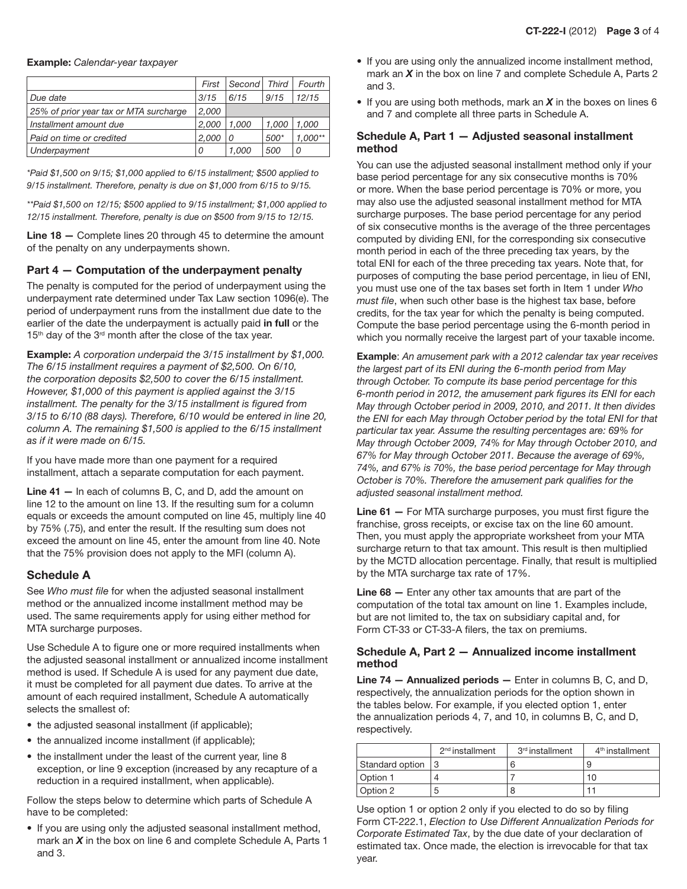**Example:** *Calendar-year taxpayer*

| | *First* | *Second* | *Third* | *Fourth* |
|---|---|---|---|---|
| *Due date* | *3/15* | *6/15* | *9/15* | *12/15* |
| *25% of prior year tax or MTA surcharge* | *2,000* | | | |
| *Installment amount due* | *2,000* | *1,000* | *1,000* | *1,000* |
| *Paid on time or credited* | *2,000* | *0* | *500\** | *1,000\*\** |
| *Underpayment* | *0* | *1,000* | *500* | *0* |

*\*Paid $1,500 on 9/15; $1,000 applied to 6/15 installment; $500 applied to 9/15 installment. Therefore, penalty is due on $1,000 from 6/15 to 9/15.*

*\*\*Paid $1,500 on 12/15; $500 applied to 9/15 installment; $1,000 applied to 12/15 installment. Therefore, penalty is due on $500 from 9/15 to 12/15.*

**Line 18 —** Complete lines 20 through 45 to determine the amount of the penalty on any underpayments shown.

### Part 4 — Computation of the underpayment penalty

The penalty is computed for the period of underpayment using the underpayment rate determined under Tax Law section 1096(e). The period of underpayment runs from the installment due date to the earlier of the date the underpayment is actually paid **in full** or the 15th day of the 3rd month after the close of the tax year.

**Example:** *A corporation underpaid the 3/15 installment by $1,000. The 6/15 installment requires a payment of $2,500. On 6/10, the corporation deposits $2,500 to cover the 6/15 installment. However, $1,000 of this payment is applied against the 3/15 installment. The penalty for the 3/15 installment is figured from 3/15 to 6/10 (88 days). Therefore, 6/10 would be entered in line 20, column A. The remaining $1,500 is applied to the 6/15 installment as if it were made on 6/15.*

If you have made more than one payment for a required installment, attach a separate computation for each payment.

**Line 41 —** In each of columns B, C, and D, add the amount on line 12 to the amount on line 13. If the resulting sum for a column equals or exceeds the amount computed on line 45, multiply line 40 by 75% (.75), and enter the result. If the resulting sum does not exceed the amount on line 45, enter the amount from line 40. Note that the 75% provision does not apply to the MFI (column A).

## Schedule A

See *Who must file* for when the adjusted seasonal installment method or the annualized income installment method may be used. The same requirements apply for using either method for MTA surcharge purposes.

Use Schedule A to figure one or more required installments when the adjusted seasonal installment or annualized income installment method is used. If Schedule A is used for any payment due date, it must be completed for all payment due dates. To arrive at the amount of each required installment, Schedule A automatically selects the smallest of:

- the adjusted seasonal installment (if applicable);
- the annualized income installment (if applicable);
- the installment under the least of the current year, line 8 exception, or line 9 exception (increased by any recapture of a reduction in a required installment, when applicable).

Follow the steps below to determine which parts of Schedule A have to be completed:

- If you are using only the adjusted seasonal installment method, mark an ***X*** in the box on line 6 and complete Schedule A, Parts 1 and 3.
- If you are using only the annualized income installment method, mark an ***X*** in the box on line 7 and complete Schedule A, Parts 2 and 3.
- If you are using both methods, mark an ***X*** in the boxes on lines 6 and 7 and complete all three parts in Schedule A.

### Schedule A, Part 1 — Adjusted seasonal installment method

You can use the adjusted seasonal installment method only if your base period percentage for any six consecutive months is 70% or more. When the base period percentage is 70% or more, you may also use the adjusted seasonal installment method for MTA surcharge purposes. The base period percentage for any period of six consecutive months is the average of the three percentages computed by dividing ENI, for the corresponding six consecutive month period in each of the three preceding tax years, by the total ENI for each of the three preceding tax years. Note that, for purposes of computing the base period percentage, in lieu of ENI, you must use one of the tax bases set forth in Item 1 under *Who must file*, when such other base is the highest tax base, before credits, for the tax year for which the penalty is being computed. Compute the base period percentage using the 6-month period in which you normally receive the largest part of your taxable income.

**Example**: *An amusement park with a 2012 calendar tax year receives the largest part of its ENI during the 6-month period from May through October. To compute its base period percentage for this 6-month period in 2012, the amusement park figures its ENI for each May through October period in 2009, 2010, and 2011. It then divides the ENI for each May through October period by the total ENI for that particular tax year. Assume the resulting percentages are: 69% for May through October 2009, 74% for May through October 2010, and 67% for May through October 2011. Because the average of 69%, 74%, and 67% is 70%, the base period percentage for May through October is 70%. Therefore the amusement park qualifies for the adjusted seasonal installment method.*

**Line 61 —** For MTA surcharge purposes, you must first figure the franchise, gross receipts, or excise tax on the line 60 amount. Then, you must apply the appropriate worksheet from your MTA surcharge return to that tax amount. This result is then multiplied by the MCTD allocation percentage. Finally, that result is multiplied by the MTA surcharge tax rate of 17%.

**Line 68 —** Enter any other tax amounts that are part of the computation of the total tax amount on line 1. Examples include, but are not limited to, the tax on subsidiary capital and, for Form CT-33 or CT-33-A filers, the tax on premiums.

### Schedule A, Part 2 — Annualized income installment method

**Line 74 — Annualized periods —** Enter in columns B, C, and D, respectively, the annualization periods for the option shown in the tables below. For example, if you elected option 1, enter the annualization periods 4, 7, and 10, in columns B, C, and D, respectively.

| | 2nd installment | 3rd installment | 4th installment |
|---|---|---|---|
| Standard option | 3 | 6 | 9 |
| Option 1 | 4 | 7 | 10 |
| Option 2 | 5 | 8 | 11 |

Use option 1 or option 2 only if you elected to do so by filing Form CT-222.1, *Election to Use Different Annualization Periods for Corporate Estimated Tax*, by the due date of your declaration of estimated tax. Once made, the election is irrevocable for that tax year.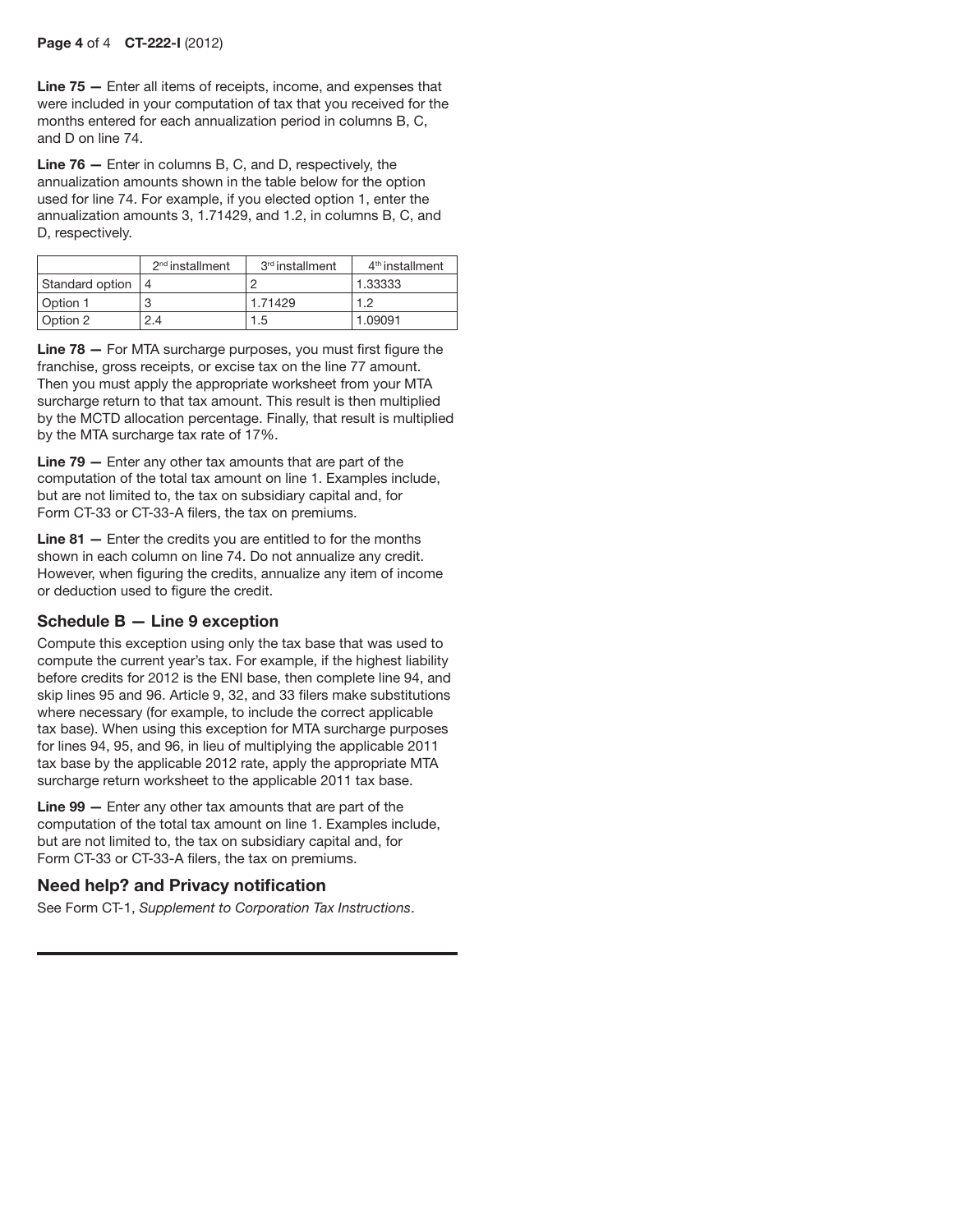**Line 75 —** Enter all items of receipts, income, and expenses that were included in your computation of tax that you received for the months entered for each annualization period in columns B, C, and D on line 74.

**Line 76 —** Enter in columns B, C, and D, respectively, the annualization amounts shown in the table below for the option used for line 74. For example, if you elected option 1, enter the annualization amounts 3, 1.71429, and 1.2, in columns B, C, and D, respectively.

| | 2nd installment | 3rd installment | 4th installment |
|---|---|---|---|
| Standard option | 4 | 2 | 1.33333 |
| Option 1 | 3 | 1.71429 | 1.2 |
| Option 2 | 2.4 | 1.5 | 1.09091 |

**Line 78 —** For MTA surcharge purposes, you must first figure the franchise, gross receipts, or excise tax on the line 77 amount. Then you must apply the appropriate worksheet from your MTA surcharge return to that tax amount. This result is then multiplied by the MCTD allocation percentage. Finally, that result is multiplied by the MTA surcharge tax rate of 17%.

**Line 79 —** Enter any other tax amounts that are part of the computation of the total tax amount on line 1. Examples include, but are not limited to, the tax on subsidiary capital and, for Form CT-33 or CT-33-A filers, the tax on premiums.

**Line 81 —** Enter the credits you are entitled to for the months shown in each column on line 74. Do not annualize any credit. However, when figuring the credits, annualize any item of income or deduction used to figure the credit.

## Schedule B — Line 9 exception

Compute this exception using only the tax base that was used to compute the current year's tax. For example, if the highest liability before credits for 2012 is the ENI base, then complete line 94, and skip lines 95 and 96. Article 9, 32, and 33 filers make substitutions where necessary (for example, to include the correct applicable tax base). When using this exception for MTA surcharge purposes for lines 94, 95, and 96, in lieu of multiplying the applicable 2011 tax base by the applicable 2012 rate, apply the appropriate MTA surcharge return worksheet to the applicable 2011 tax base.

**Line 99 —** Enter any other tax amounts that are part of the computation of the total tax amount on line 1. Examples include, but are not limited to, the tax on subsidiary capital and, for Form CT-33 or CT-33-A filers, the tax on premiums.

## Need help? and Privacy notification

See Form CT-1, *Supplement to Corporation Tax Instructions*.